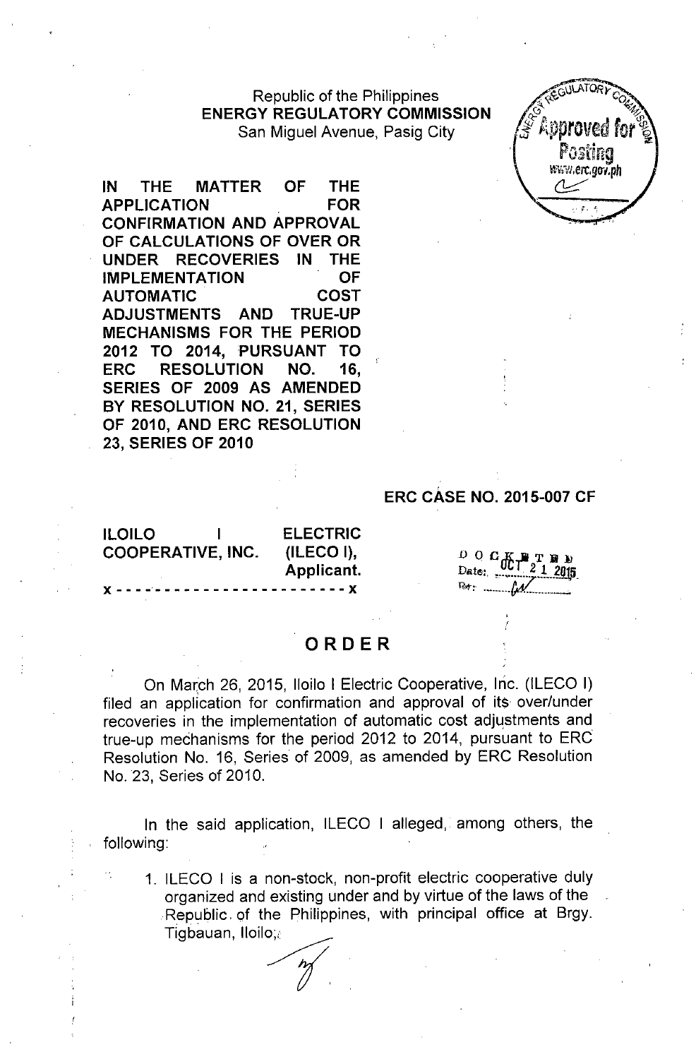Republic of the Philippines
**ENERGY REGULATORY COMMISSION**
San Miguel Avenue, Pasig City

**IN THE MATTER OF THE APPLICATION FOR CONFIRMATION AND APPROVAL OF CALCULATIONS OF OVER OR UNDER RECOVERIES IN THE IMPLEMENTATION OF AUTOMATIC COST ADJUSTMENTS AND TRUE-UP MECHANISMS FOR THE PERIOD 2012 TO 2014, PURSUANT TO ERC RESOLUTION NO. 16, SERIES OF 2009 AS AMENDED BY RESOLUTION NO. 21, SERIES OF 2010, AND ERC RESOLUTION 23, SERIES OF 2010**

**ERC CASE NO. 2015-007 CF**

**ILOILO I ELECTRIC COOPERATIVE, INC. (ILECO I),**
**Applicant.**
x - - - - - - - - - - - - - - - - - - - - - - - - x

DOCKETED
Date: OCT 21 2015

# ORDER

On March 26, 2015, Iloilo I Electric Cooperative, Inc. (ILECO I) filed an application for confirmation and approval of its over/under recoveries in the implementation of automatic cost adjustments and true-up mechanisms for the period 2012 to 2014, pursuant to ERC Resolution No. 16, Series of 2009, as amended by ERC Resolution No. 23, Series of 2010.

In the said application, ILECO I alleged, among others, the following:

1. ILECO I is a non-stock, non-profit electric cooperative duly organized and existing under and by virtue of the laws of the Republic of the Philippines, with principal office at Brgy. Tigbauan, Iloilo;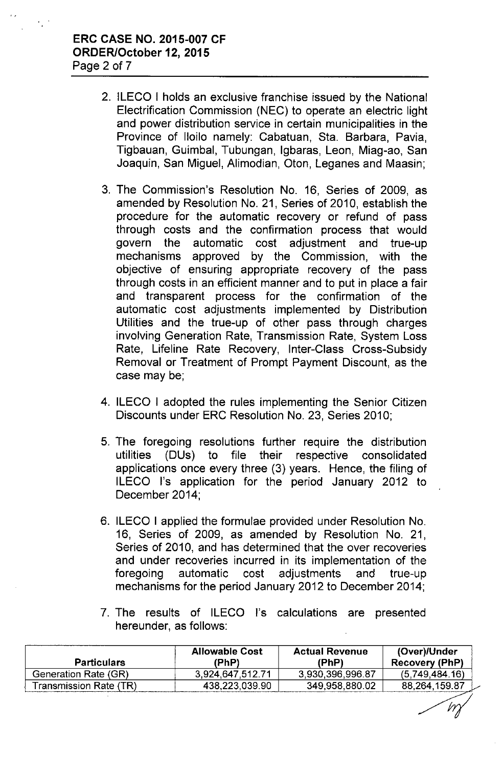2. ILECO I holds an exclusive franchise issued by the National Electrification Commission (NEC) to operate an electric light and power distribution service in certain municipalities in the Province of Iloilo namely: Cabatuan, Sta. Barbara, Pavia, Tigbauan, Guimbal, Tubungan, Igbaras, Leon, Miag-ao, San Joaquin, San Miguel, Alimodian, Oton, Leganes and Maasin;

3. The Commission's Resolution No. 16, Series of 2009, as amended by Resolution No. 21, Series of 2010, establish the procedure for the automatic recovery or refund of pass through costs and the confirmation process that would govern the automatic cost adjustment and true-up mechanisms approved by the Commission, with the objective of ensuring appropriate recovery of the pass through costs in an efficient manner and to put in place a fair and transparent process for the confirmation of the automatic cost adjustments implemented by Distribution Utilities and the true-up of other pass through charges involving Generation Rate, Transmission Rate, System Loss Rate, Lifeline Rate Recovery, Inter-Class Cross-Subsidy Removal or Treatment of Prompt Payment Discount, as the case may be;

4. ILECO I adopted the rules implementing the Senior Citizen Discounts under ERC Resolution No. 23, Series 2010;

5. The foregoing resolutions further require the distribution utilities (DUs) to file their respective consolidated applications once every three (3) years. Hence, the filing of ILECO I's application for the period January 2012 to December 2014;

6. ILECO I applied the formulae provided under Resolution No. 16, Series of 2009, as amended by Resolution No. 21, Series of 2010, and has determined that the over recoveries and under recoveries incurred in its implementation of the foregoing automatic cost adjustments and true-up mechanisms for the period January 2012 to December 2014;

7. The results of ILECO I's calculations are presented hereunder, as follows:

| Particulars | Allowable Cost (PhP) | Actual Revenue (PhP) | (Over)/Under Recovery (PhP) |
|---|---|---|---|
| Generation Rate (GR) | 3,924,647,512.71 | 3,930,396,996.87 | (5,749,484.16) |
| Transmission Rate (TR) | 438,223,039.90 | 349,958,880.02 | 88,264,159.87 |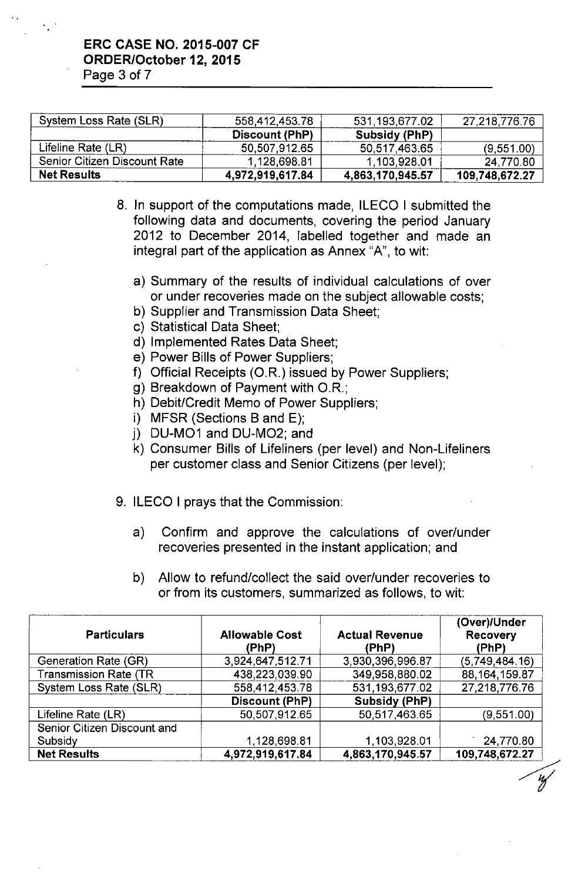| System Loss Rate (SLR) | 558,412,453.78 | 531,193,677.02 | 27,218,776.76 |
|---|---|---|---|
| | **Discount (PhP)** | **Subsidy (PhP)** | |
| Lifeline Rate (LR) | 50,507,912.65 | 50,517,463.65 | (9,551.00) |
| Senior Citizen Discount Rate | 1,128,698.81 | 1,103,928.01 | 24,770.80 |
| **Net Results** | **4,972,919,617.84** | **4,863,170,945.57** | **109,748,672.27** |

8. In support of the computations made, ILECO I submitted the following data and documents, covering the period January 2012 to December 2014, labelled together and made an integral part of the application as Annex "A", to wit:

   a) Summary of the results of individual calculations of over or under recoveries made on the subject allowable costs;
   b) Supplier and Transmission Data Sheet;
   c) Statistical Data Sheet;
   d) Implemented Rates Data Sheet;
   e) Power Bills of Power Suppliers;
   f) Official Receipts (O.R.) issued by Power Suppliers;
   g) Breakdown of Payment with O.R.;
   h) Debit/Credit Memo of Power Suppliers;
   i) MFSR (Sections B and E);
   j) DU-MO1 and DU-MO2; and
   k) Consumer Bills of Lifeliners (per level) and Non-Lifeliners per customer class and Senior Citizens (per level);

9. ILECO I prays that the Commission:

   a) Confirm and approve the calculations of over/under recoveries presented in the instant application; and

   b) Allow to refund/collect the said over/under recoveries to or from its customers, summarized as follows, to wit:

| Particulars | Allowable Cost (PhP) | Actual Revenue (PhP) | (Over)/Under Recovery (PhP) |
|---|---|---|---|
| Generation Rate (GR) | 3,924,647,512.71 | 3,930,396,996.87 | (5,749,484.16) |
| Transmission Rate (TR | 438,223,039.90 | 349,958,880.02 | 88,164,159.87 |
| System Loss Rate (SLR) | 558,412,453.78 | 531,193,677.02 | 27,218,776.76 |
| | **Discount (PhP)** | **Subsidy (PhP)** | |
| Lifeline Rate (LR) | 50,507,912.65 | 50,517,463.65 | (9,551.00) |
| Senior Citizen Discount and Subsidy | 1,128,698.81 | 1,103,928.01 | 24,770.80 |
| **Net Results** | **4,972,919,617.84** | **4,863,170,945.57** | **109,748,672.27** |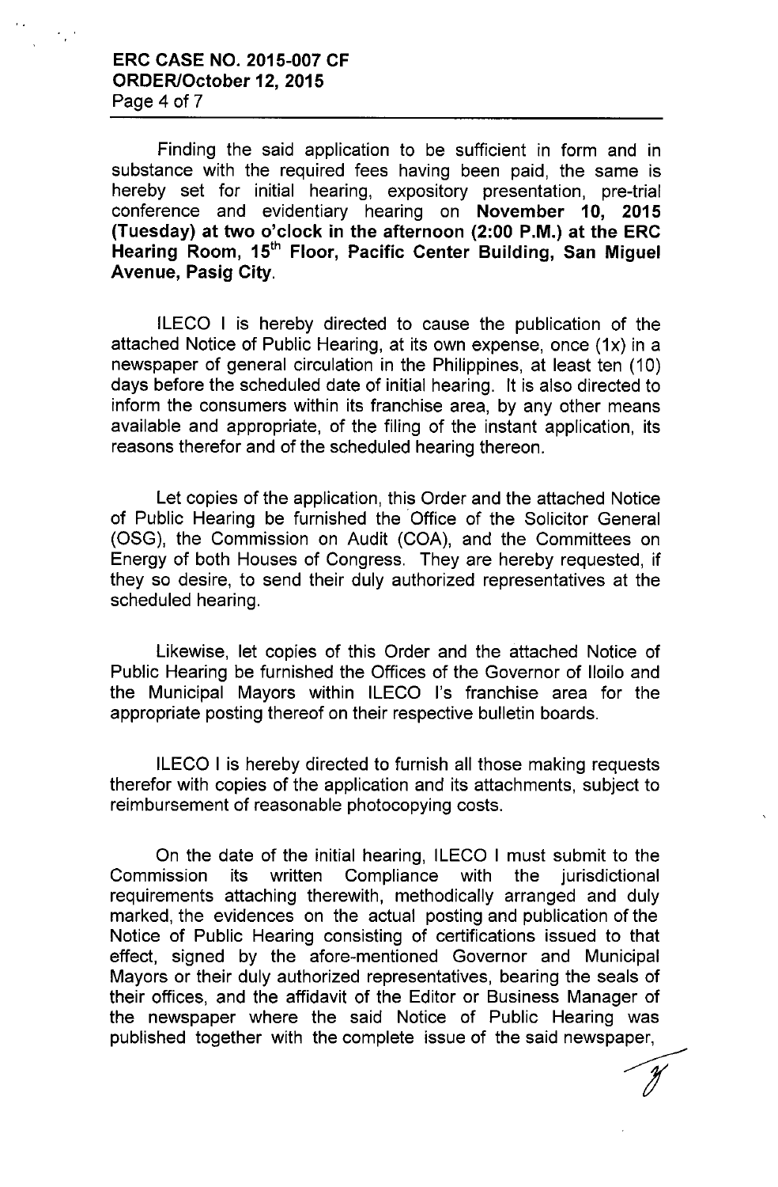Finding the said application to be sufficient in form and in substance with the required fees having been paid, the same is hereby set for initial hearing, expository presentation, pre-trial conference and evidentiary hearing on **November 10, 2015 (Tuesday) at two o'clock in the afternoon (2:00 P.M.) at the ERC Hearing Room, 15th Floor, Pacific Center Building, San Miguel Avenue, Pasig City.**

ILECO I is hereby directed to cause the publication of the attached Notice of Public Hearing, at its own expense, once (1x) in a newspaper of general circulation in the Philippines, at least ten (10) days before the scheduled date of initial hearing. It is also directed to inform the consumers within its franchise area, by any other means available and appropriate, of the filing of the instant application, its reasons therefor and of the scheduled hearing thereon.

Let copies of the application, this Order and the attached Notice of Public Hearing be furnished the Office of the Solicitor General (OSG), the Commission on Audit (COA), and the Committees on Energy of both Houses of Congress. They are hereby requested, if they so desire, to send their duly authorized representatives at the scheduled hearing.

Likewise, let copies of this Order and the attached Notice of Public Hearing be furnished the Offices of the Governor of Iloilo and the Municipal Mayors within ILECO I's franchise area for the appropriate posting thereof on their respective bulletin boards.

ILECO I is hereby directed to furnish all those making requests therefor with copies of the application and its attachments, subject to reimbursement of reasonable photocopying costs.

On the date of the initial hearing, ILECO I must submit to the Commission its written Compliance with the jurisdictional requirements attaching therewith, methodically arranged and duly marked, the evidences on the actual posting and publication of the Notice of Public Hearing consisting of certifications issued to that effect, signed by the afore-mentioned Governor and Municipal Mayors or their duly authorized representatives, bearing the seals of their offices, and the affidavit of the Editor or Business Manager of the newspaper where the said Notice of Public Hearing was published together with the complete issue of the said newspaper,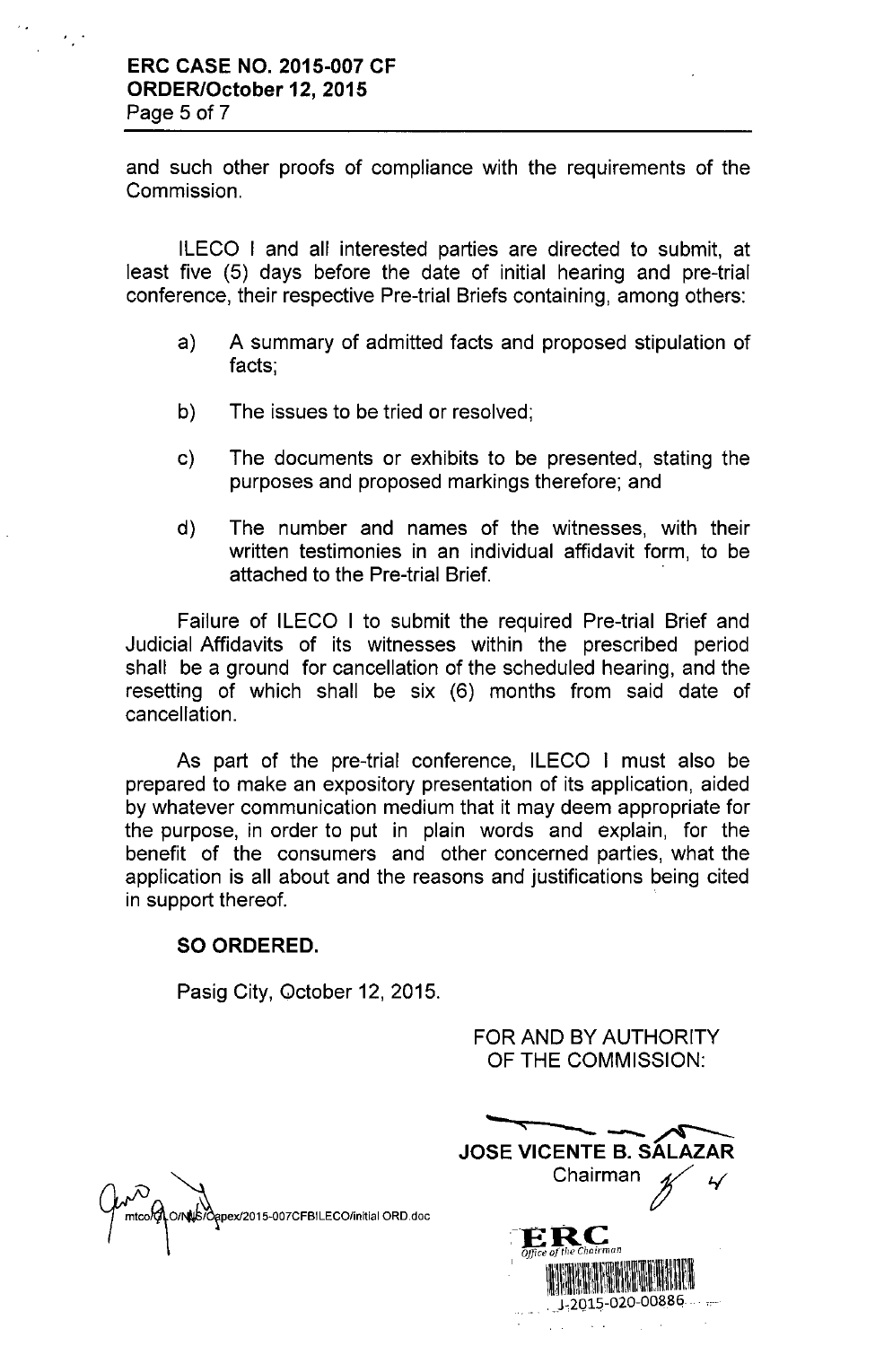and such other proofs of compliance with the requirements of the Commission.

ILECO I and all interested parties are directed to submit, at least five (5) days before the date of initial hearing and pre-trial conference, their respective Pre-trial Briefs containing, among others:

a) A summary of admitted facts and proposed stipulation of facts;

b) The issues to be tried or resolved;

c) The documents or exhibits to be presented, stating the purposes and proposed markings therefore; and

d) The number and names of the witnesses, with their written testimonies in an individual affidavit form, to be attached to the Pre-trial Brief.

Failure of ILECO I to submit the required Pre-trial Brief and Judicial Affidavits of its witnesses within the prescribed period shall be a ground for cancellation of the scheduled hearing, and the resetting of which shall be six (6) months from said date of cancellation.

As part of the pre-trial conference, ILECO I must also be prepared to make an expository presentation of its application, aided by whatever communication medium that it may deem appropriate for the purpose, in order to put in plain words and explain, for the benefit of the consumers and other concerned parties, what the application is all about and the reasons and justifications being cited in support thereof.

**SO ORDERED.**

Pasig City, October 12, 2015.

FOR AND BY AUTHORITY OF THE COMMISSION:

**JOSE VICENTE B. SALAZAR**
Chairman

mtco/GLO/NJS/Capex/2015-007CFBILECO/initial ORD.doc

ERC
Office of the Chairman
J-2015-020-00886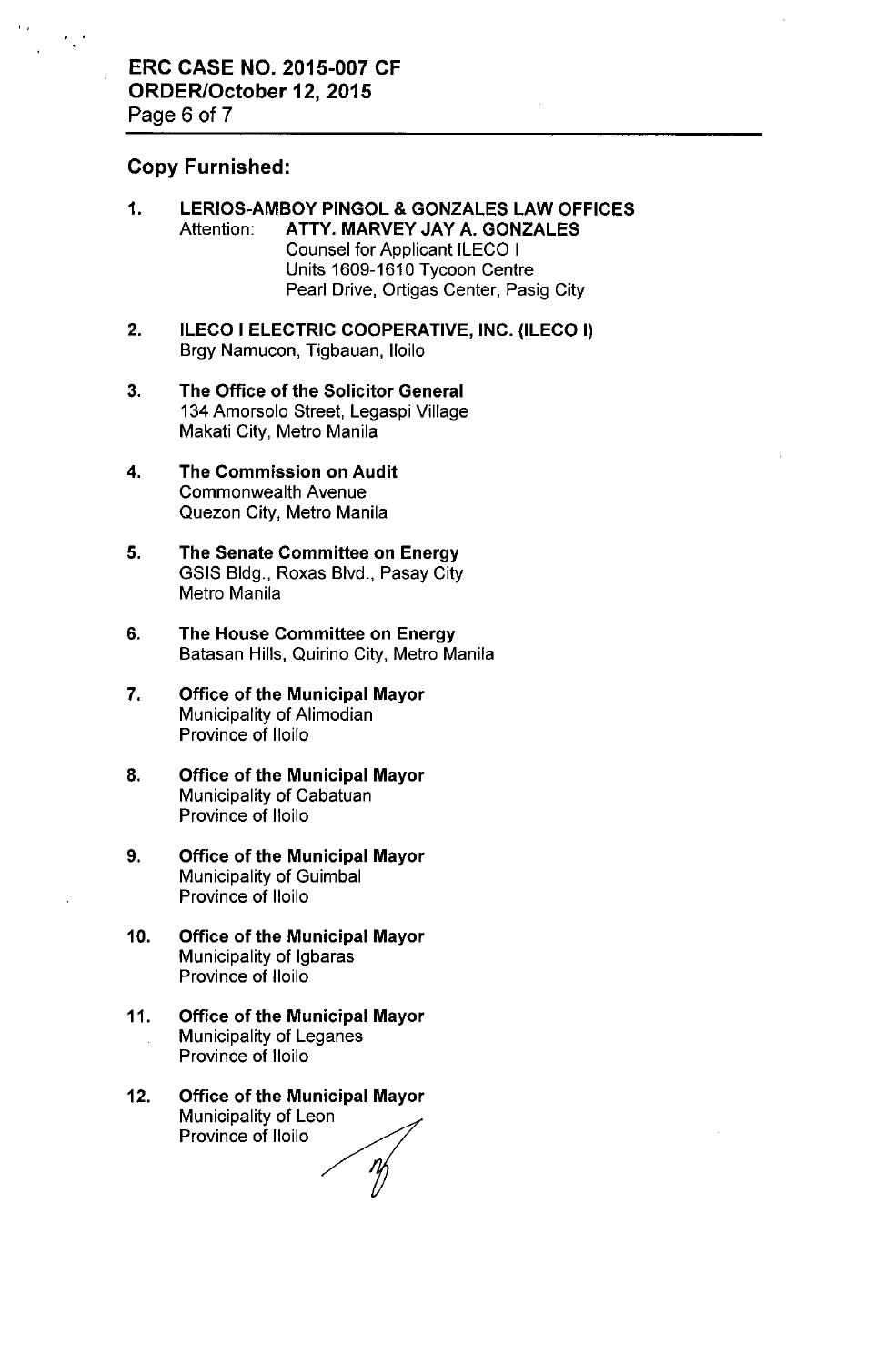## Copy Furnished:

1. **LERIOS-AMBOY PINGOL & GONZALES LAW OFFICES**
   Attention: **ATTY. MARVEY JAY A. GONZALES**
   Counsel for Applicant ILECO I
   Units 1609-1610 Tycoon Centre
   Pearl Drive, Ortigas Center, Pasig City

2. **ILECO I ELECTRIC COOPERATIVE, INC. (ILECO I)**
   Brgy Namucon, Tigbauan, Iloilo

3. **The Office of the Solicitor General**
   134 Amorsolo Street, Legaspi Village
   Makati City, Metro Manila

4. **The Commission on Audit**
   Commonwealth Avenue
   Quezon City, Metro Manila

5. **The Senate Committee on Energy**
   GSIS Bldg., Roxas Blvd., Pasay City
   Metro Manila

6. **The House Committee on Energy**
   Batasan Hills, Quirino City, Metro Manila

7. **Office of the Municipal Mayor**
   Municipality of Alimodian
   Province of Iloilo

8. **Office of the Municipal Mayor**
   Municipality of Cabatuan
   Province of Iloilo

9. **Office of the Municipal Mayor**
   Municipality of Guimbal
   Province of Iloilo

10. **Office of the Municipal Mayor**
    Municipality of Igbaras
    Province of Iloilo

11. **Office of the Municipal Mayor**
    Municipality of Leganes
    Province of Iloilo

12. **Office of the Municipal Mayor**
    Municipality of Leon
    Province of Iloilo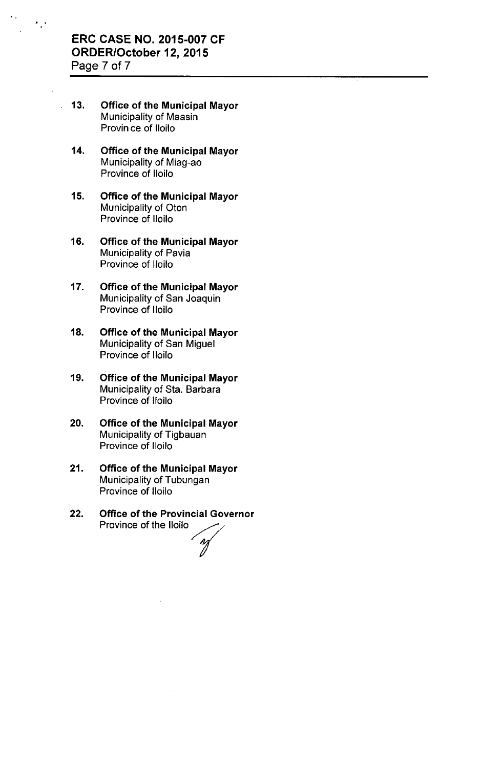13. **Office of the Municipal Mayor**
    Municipality of Maasin
    Provin ce of Iloilo

14. **Office of the Municipal Mayor**
    Municipality of Miag-ao
    Province of Iloilo

15. **Office of the Municipal Mayor**
    Municipality of Oton
    Province of Iloilo

16. **Office of the Municipal Mayor**
    Municipality of Pavia
    Province of Iloilo

17. **Office of the Municipal Mayor**
    Municipality of San Joaquin
    Province of Iloilo

18. **Office of the Municipal Mayor**
    Municipality of San Miguel
    Province of Iloilo

19. **Office of the Municipal Mayor**
    Municipality of Sta. Barbara
    Province of Iloilo

20. **Office of the Municipal Mayor**
    Municipality of Tigbauan
    Province of Iloilo

21. **Office of the Municipal Mayor**
    Municipality of Tubungan
    Province of Iloilo

22. **Office of the Provincial Governor**
    Province of the Iloilo